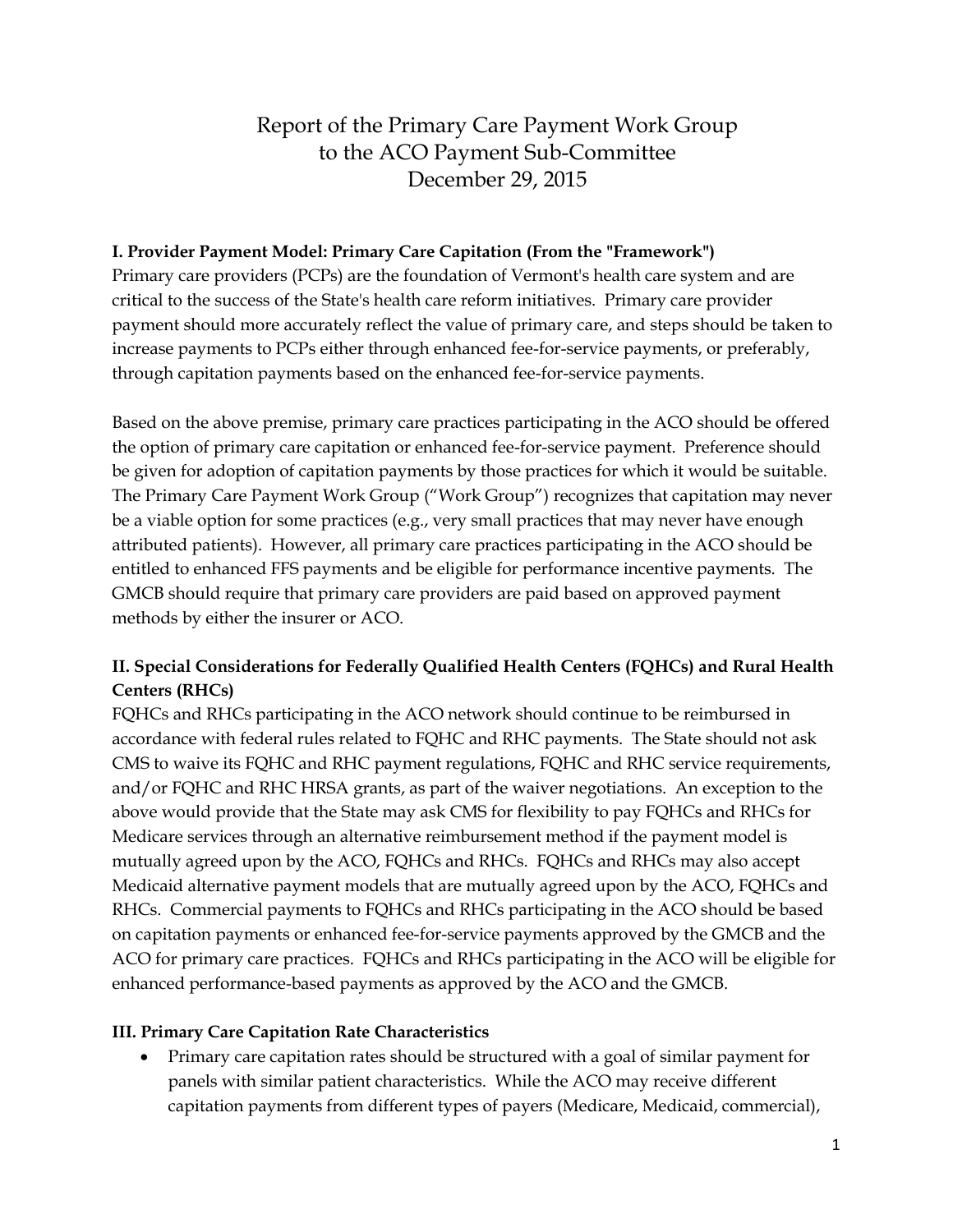# Report of the Primary Care Payment Work Group to the ACO Payment Sub-Committee
## December 29, 2015

**I. Provider Payment Model: Primary Care Capitation (From the "Framework")**

Primary care providers (PCPs) are the foundation of Vermont's health care system and are critical to the success of the State's health care reform initiatives. Primary care provider payment should more accurately reflect the value of primary care, and steps should be taken to increase payments to PCPs either through enhanced fee-for-service payments, or preferably, through capitation payments based on the enhanced fee-for-service payments.

Based on the above premise, primary care practices participating in the ACO should be offered the option of primary care capitation or enhanced fee-for-service payment. Preference should be given for adoption of capitation payments by those practices for which it would be suitable. The Primary Care Payment Work Group ("Work Group") recognizes that capitation may never be a viable option for some practices (e.g., very small practices that may never have enough attributed patients). However, all primary care practices participating in the ACO should be entitled to enhanced FFS payments and be eligible for performance incentive payments. The GMCB should require that primary care providers are paid based on approved payment methods by either the insurer or ACO.

**II. Special Considerations for Federally Qualified Health Centers (FQHCs) and Rural Health Centers (RHCs)**

FQHCs and RHCs participating in the ACO network should continue to be reimbursed in accordance with federal rules related to FQHC and RHC payments. The State should not ask CMS to waive its FQHC and RHC payment regulations, FQHC and RHC service requirements, and/or FQHC and RHC HRSA grants, as part of the waiver negotiations. An exception to the above would provide that the State may ask CMS for flexibility to pay FQHCs and RHCs for Medicare services through an alternative reimbursement method if the payment model is mutually agreed upon by the ACO, FQHCs and RHCs. FQHCs and RHCs may also accept Medicaid alternative payment models that are mutually agreed upon by the ACO, FQHCs and RHCs. Commercial payments to FQHCs and RHCs participating in the ACO should be based on capitation payments or enhanced fee-for-service payments approved by the GMCB and the ACO for primary care practices. FQHCs and RHCs participating in the ACO will be eligible for enhanced performance-based payments as approved by the ACO and the GMCB.

**III. Primary Care Capitation Rate Characteristics**

- Primary care capitation rates should be structured with a goal of similar payment for panels with similar patient characteristics. While the ACO may receive different capitation payments from different types of payers (Medicare, Medicaid, commercial),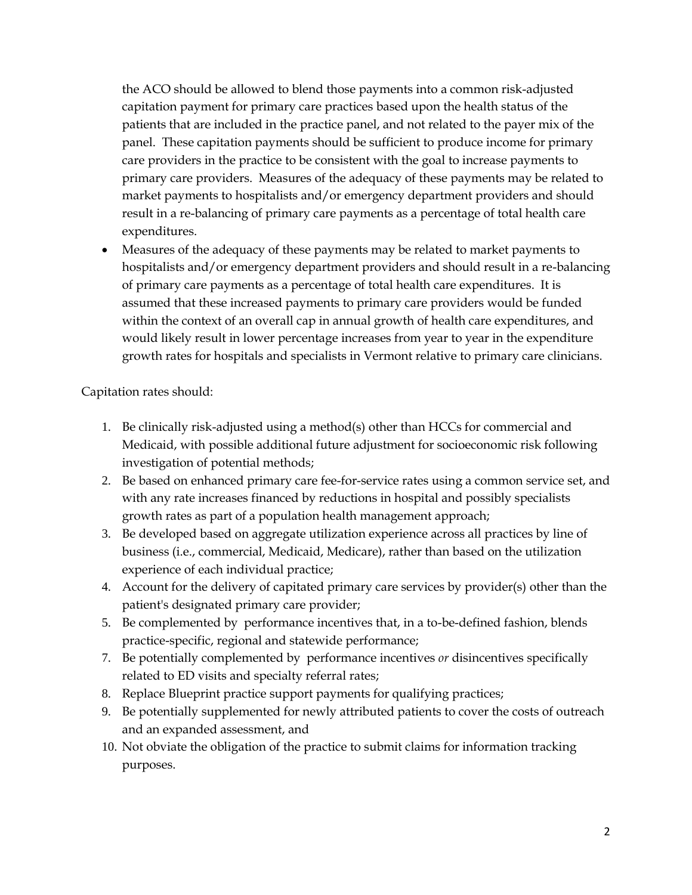the ACO should be allowed to blend those payments into a common risk-adjusted capitation payment for primary care practices based upon the health status of the patients that are included in the practice panel, and not related to the payer mix of the panel. These capitation payments should be sufficient to produce income for primary care providers in the practice to be consistent with the goal to increase payments to primary care providers. Measures of the adequacy of these payments may be related to market payments to hospitalists and/or emergency department providers and should result in a re-balancing of primary care payments as a percentage of total health care expenditures.

- Measures of the adequacy of these payments may be related to market payments to hospitalists and/or emergency department providers and should result in a re-balancing of primary care payments as a percentage of total health care expenditures. It is assumed that these increased payments to primary care providers would be funded within the context of an overall cap in annual growth of health care expenditures, and would likely result in lower percentage increases from year to year in the expenditure growth rates for hospitals and specialists in Vermont relative to primary care clinicians.

Capitation rates should:

1. Be clinically risk-adjusted using a method(s) other than HCCs for commercial and Medicaid, with possible additional future adjustment for socioeconomic risk following investigation of potential methods;
2. Be based on enhanced primary care fee-for-service rates using a common service set, and with any rate increases financed by reductions in hospital and possibly specialists growth rates as part of a population health management approach;
3. Be developed based on aggregate utilization experience across all practices by line of business (i.e., commercial, Medicaid, Medicare), rather than based on the utilization experience of each individual practice;
4. Account for the delivery of capitated primary care services by provider(s) other than the patient's designated primary care provider;
5. Be complemented by performance incentives that, in a to-be-defined fashion, blends practice-specific, regional and statewide performance;
7. Be potentially complemented by performance incentives *or* disincentives specifically related to ED visits and specialty referral rates;
8. Replace Blueprint practice support payments for qualifying practices;
9. Be potentially supplemented for newly attributed patients to cover the costs of outreach and an expanded assessment, and
10. Not obviate the obligation of the practice to submit claims for information tracking purposes.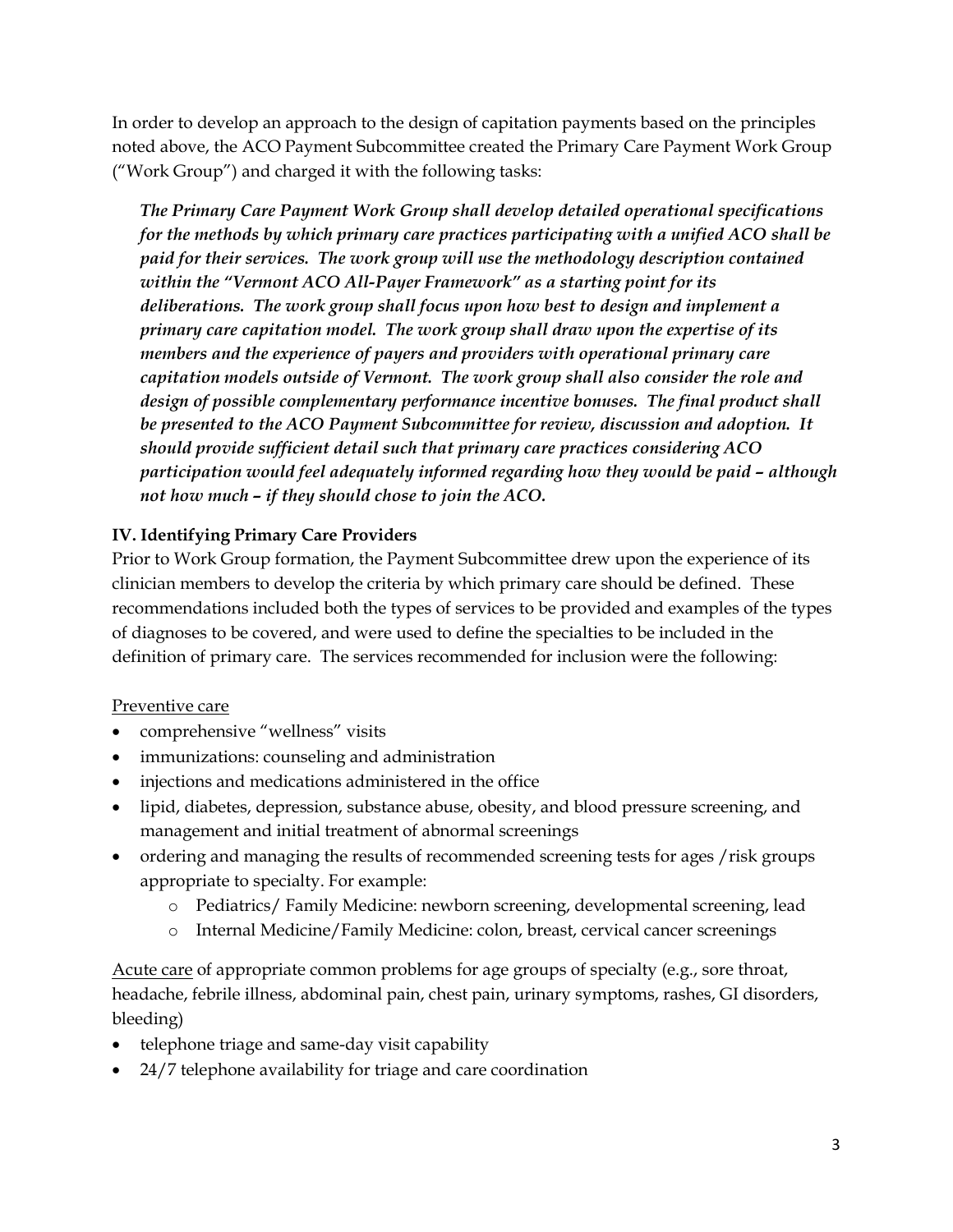In order to develop an approach to the design of capitation payments based on the principles noted above, the ACO Payment Subcommittee created the Primary Care Payment Work Group ("Work Group") and charged it with the following tasks:

> ***The Primary Care Payment Work Group shall develop detailed operational specifications for the methods by which primary care practices participating with a unified ACO shall be paid for their services. The work group will use the methodology description contained within the "Vermont ACO All-Payer Framework" as a starting point for its deliberations. The work group shall focus upon how best to design and implement a primary care capitation model. The work group shall draw upon the expertise of its members and the experience of payers and providers with operational primary care capitation models outside of Vermont. The work group shall also consider the role and design of possible complementary performance incentive bonuses. The final product shall be presented to the ACO Payment Subcommittee for review, discussion and adoption. It should provide sufficient detail such that primary care practices considering ACO participation would feel adequately informed regarding how they would be paid – although not how much – if they should chose to join the ACO.***

## IV. Identifying Primary Care Providers

Prior to Work Group formation, the Payment Subcommittee drew upon the experience of its clinician members to develop the criteria by which primary care should be defined. These recommendations included both the types of services to be provided and examples of the types of diagnoses to be covered, and were used to define the specialties to be included in the definition of primary care. The services recommended for inclusion were the following:

<u>Preventive care</u>

- comprehensive "wellness" visits
- immunizations: counseling and administration
- injections and medications administered in the office
- lipid, diabetes, depression, substance abuse, obesity, and blood pressure screening, and management and initial treatment of abnormal screenings
- ordering and managing the results of recommended screening tests for ages /risk groups appropriate to specialty. For example:
    - Pediatrics/ Family Medicine: newborn screening, developmental screening, lead
    - Internal Medicine/Family Medicine: colon, breast, cervical cancer screenings

<u>Acute care</u> of appropriate common problems for age groups of specialty (e.g., sore throat, headache, febrile illness, abdominal pain, chest pain, urinary symptoms, rashes, GI disorders, bleeding)

- telephone triage and same-day visit capability
- 24/7 telephone availability for triage and care coordination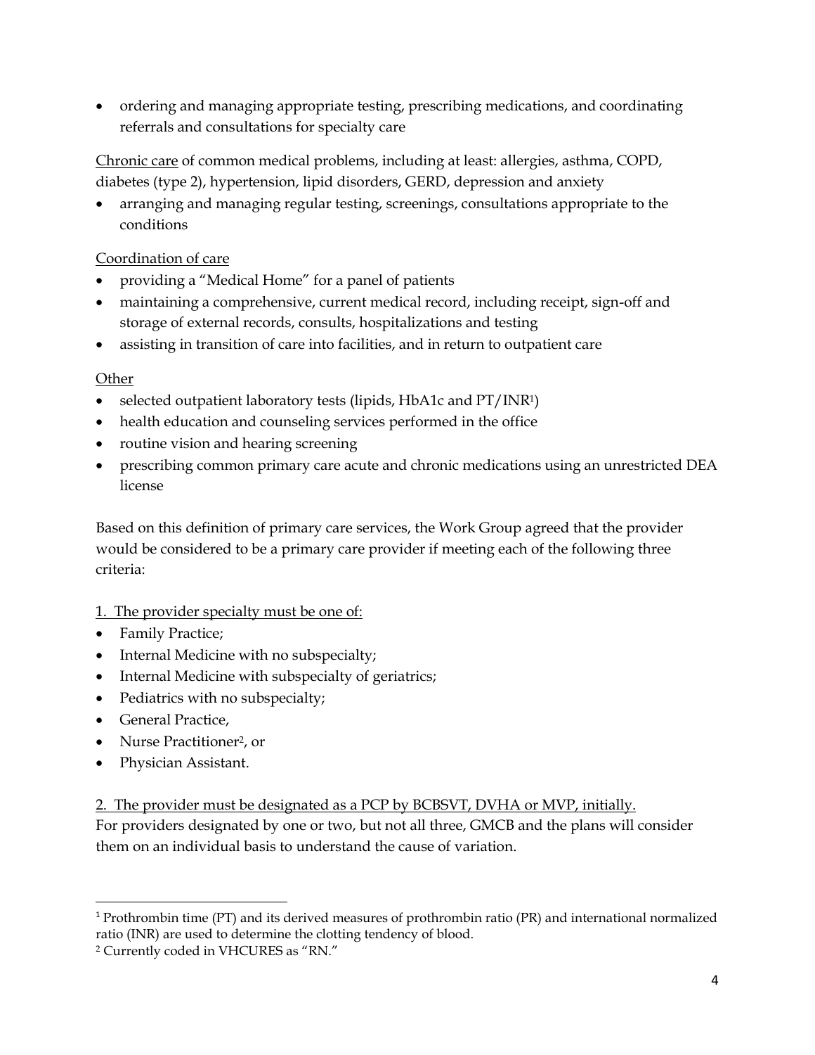- ordering and managing appropriate testing, prescribing medications, and coordinating referrals and consultations for specialty care

Chronic care of common medical problems, including at least: allergies, asthma, COPD, diabetes (type 2), hypertension, lipid disorders, GERD, depression and anxiety

- arranging and managing regular testing, screenings, consultations appropriate to the conditions

Coordination of care

- providing a "Medical Home" for a panel of patients
- maintaining a comprehensive, current medical record, including receipt, sign-off and storage of external records, consults, hospitalizations and testing
- assisting in transition of care into facilities, and in return to outpatient care

Other

- selected outpatient laboratory tests (lipids, HbA1c and PT/INR[1])
- health education and counseling services performed in the office
- routine vision and hearing screening
- prescribing common primary care acute and chronic medications using an unrestricted DEA license

Based on this definition of primary care services, the Work Group agreed that the provider would be considered to be a primary care provider if meeting each of the following three criteria:

1. The provider specialty must be one of:

- Family Practice;
- Internal Medicine with no subspecialty;
- Internal Medicine with subspecialty of geriatrics;
- Pediatrics with no subspecialty;
- General Practice,
- Nurse Practitioner[2], or
- Physician Assistant.

2. The provider must be designated as a PCP by BCBSVT, DVHA or MVP, initially.

For providers designated by one or two, but not all three, GMCB and the plans will consider them on an individual basis to understand the cause of variation.

---

[1] Prothrombin time (PT) and its derived measures of prothrombin ratio (PR) and international normalized ratio (INR) are used to determine the clotting tendency of blood.

[2] Currently coded in VHCURES as "RN."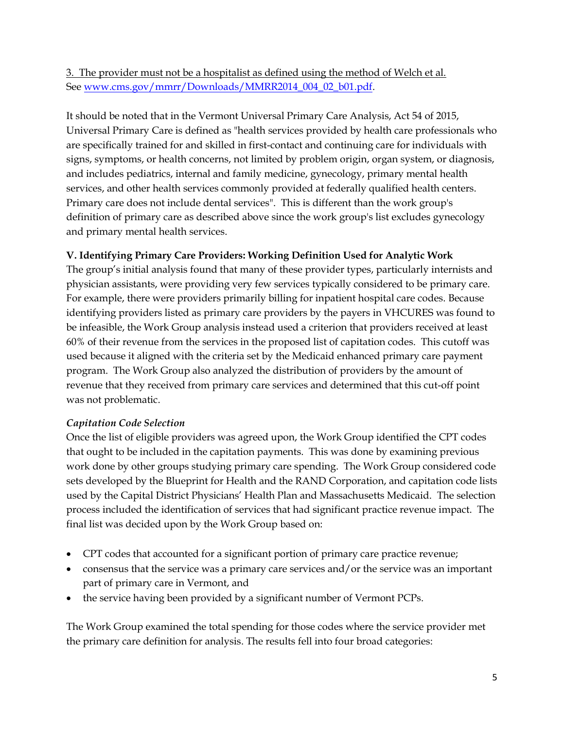3. The provider must not be a hospitalist as defined using the method of Welch et al. See [www.cms.gov/mmrr/Downloads/MMRR2014_004_02_b01.pdf](www.cms.gov/mmrr/Downloads/MMRR2014_004_02_b01.pdf).

It should be noted that in the Vermont Universal Primary Care Analysis, Act 54 of 2015, Universal Primary Care is defined as "health services provided by health care professionals who are specifically trained for and skilled in first-contact and continuing care for individuals with signs, symptoms, or health concerns, not limited by problem origin, organ system, or diagnosis, and includes pediatrics, internal and family medicine, gynecology, primary mental health services, and other health services commonly provided at federally qualified health centers. Primary care does not include dental services". This is different than the work group's definition of primary care as described above since the work group's list excludes gynecology and primary mental health services.

### V. Identifying Primary Care Providers: Working Definition Used for Analytic Work

The group's initial analysis found that many of these provider types, particularly internists and physician assistants, were providing very few services typically considered to be primary care. For example, there were providers primarily billing for inpatient hospital care codes. Because identifying providers listed as primary care providers by the payers in VHCURES was found to be infeasible, the Work Group analysis instead used a criterion that providers received at least 60% of their revenue from the services in the proposed list of capitation codes. This cutoff was used because it aligned with the criteria set by the Medicaid enhanced primary care payment program. The Work Group also analyzed the distribution of providers by the amount of revenue that they received from primary care services and determined that this cut-off point was not problematic.

#### *Capitation Code Selection*

Once the list of eligible providers was agreed upon, the Work Group identified the CPT codes that ought to be included in the capitation payments. This was done by examining previous work done by other groups studying primary care spending. The Work Group considered code sets developed by the Blueprint for Health and the RAND Corporation, and capitation code lists used by the Capital District Physicians' Health Plan and Massachusetts Medicaid. The selection process included the identification of services that had significant practice revenue impact. The final list was decided upon by the Work Group based on:

- CPT codes that accounted for a significant portion of primary care practice revenue;
- consensus that the service was a primary care services and/or the service was an important part of primary care in Vermont, and
- the service having been provided by a significant number of Vermont PCPs.

The Work Group examined the total spending for those codes where the service provider met the primary care definition for analysis. The results fell into four broad categories: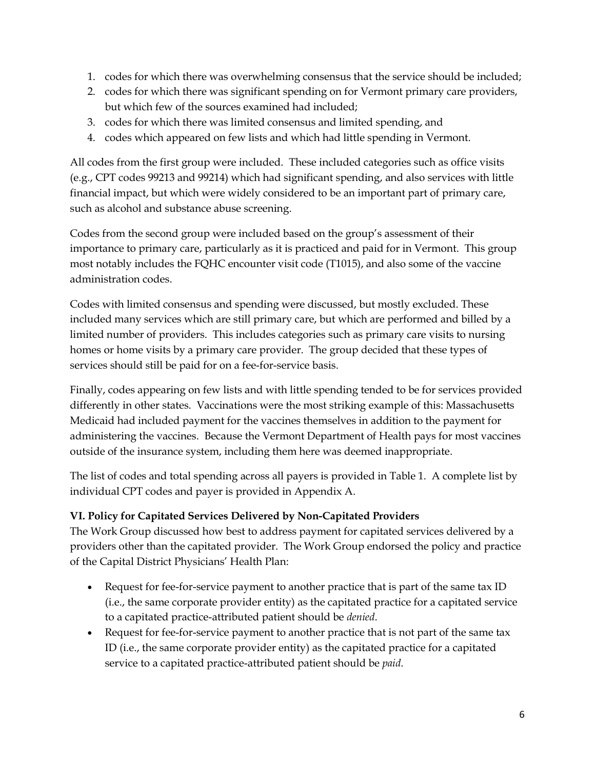1. codes for which there was overwhelming consensus that the service should be included;
2. codes for which there was significant spending on for Vermont primary care providers, but which few of the sources examined had included;
3. codes for which there was limited consensus and limited spending, and
4. codes which appeared on few lists and which had little spending in Vermont.

All codes from the first group were included. These included categories such as office visits (e.g., CPT codes 99213 and 99214) which had significant spending, and also services with little financial impact, but which were widely considered to be an important part of primary care, such as alcohol and substance abuse screening.

Codes from the second group were included based on the group's assessment of their importance to primary care, particularly as it is practiced and paid for in Vermont. This group most notably includes the FQHC encounter visit code (T1015), and also some of the vaccine administration codes.

Codes with limited consensus and spending were discussed, but mostly excluded. These included many services which are still primary care, but which are performed and billed by a limited number of providers. This includes categories such as primary care visits to nursing homes or home visits by a primary care provider. The group decided that these types of services should still be paid for on a fee-for-service basis.

Finally, codes appearing on few lists and with little spending tended to be for services provided differently in other states. Vaccinations were the most striking example of this: Massachusetts Medicaid had included payment for the vaccines themselves in addition to the payment for administering the vaccines. Because the Vermont Department of Health pays for most vaccines outside of the insurance system, including them here was deemed inappropriate.

The list of codes and total spending across all payers is provided in Table 1. A complete list by individual CPT codes and payer is provided in Appendix A.

**VI. Policy for Capitated Services Delivered by Non-Capitated Providers**

The Work Group discussed how best to address payment for capitated services delivered by a providers other than the capitated provider. The Work Group endorsed the policy and practice of the Capital District Physicians' Health Plan:

- Request for fee-for-service payment to another practice that is part of the same tax ID (i.e., the same corporate provider entity) as the capitated practice for a capitated service to a capitated practice-attributed patient should be *denied*.
- Request for fee-for-service payment to another practice that is not part of the same tax ID (i.e., the same corporate provider entity) as the capitated practice for a capitated service to a capitated practice-attributed patient should be *paid.*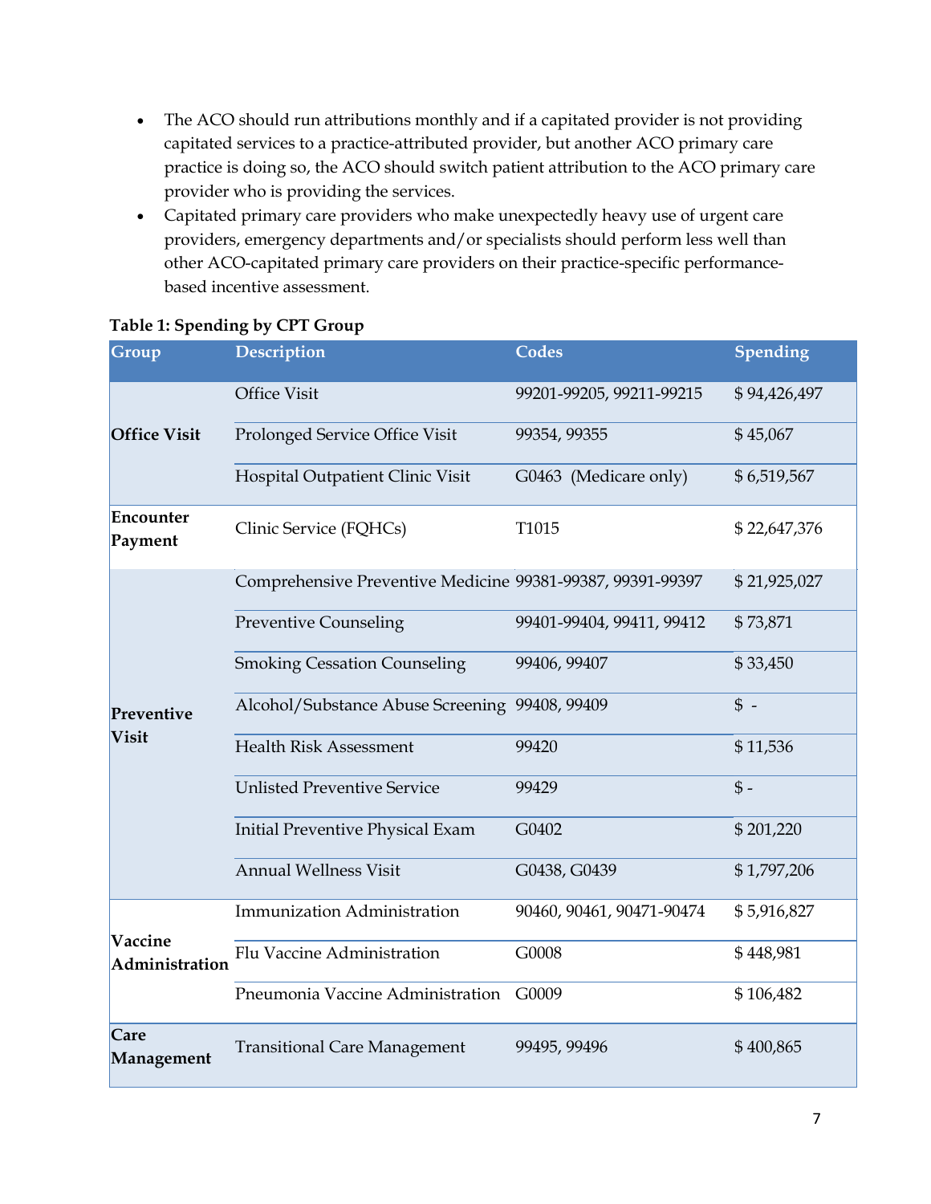- The ACO should run attributions monthly and if a capitated provider is not providing capitated services to a practice-attributed provider, but another ACO primary care practice is doing so, the ACO should switch patient attribution to the ACO primary care provider who is providing the services.
- Capitated primary care providers who make unexpectedly heavy use of urgent care providers, emergency departments and/or specialists should perform less well than other ACO-capitated primary care providers on their practice-specific performance-based incentive assessment.

**Table 1: Spending by CPT Group**

| Group | Description | Codes | Spending |
|---|---|---|---|
| **Office Visit** | Office Visit | 99201-99205, 99211-99215 | $ 94,426,497 |
| | Prolonged Service Office Visit | 99354, 99355 | $ 45,067 |
| | Hospital Outpatient Clinic Visit | G0463 (Medicare only) | $ 6,519,567 |
| **Encounter Payment** | Clinic Service (FQHCs) | T1015 | $ 22,647,376 |
| **Preventive Visit** | Comprehensive Preventive Medicine | 99381-99387, 99391-99397 | $ 21,925,027 |
| | Preventive Counseling | 99401-99404, 99411, 99412 | $ 73,871 |
| | Smoking Cessation Counseling | 99406, 99407 | $ 33,450 |
| | Alcohol/Substance Abuse Screening | 99408, 99409 | $ - |
| | Health Risk Assessment | 99420 | $ 11,536 |
| | Unlisted Preventive Service | 99429 | $ - |
| | Initial Preventive Physical Exam | G0402 | $ 201,220 |
| | Annual Wellness Visit | G0438, G0439 | $ 1,797,206 |
| **Vaccine Administration** | Immunization Administration | 90460, 90461, 90471-90474 | $ 5,916,827 |
| | Flu Vaccine Administration | G0008 | $ 448,981 |
| | Pneumonia Vaccine Administration | G0009 | $ 106,482 |
| **Care Management** | Transitional Care Management | 99495, 99496 | $ 400,865 |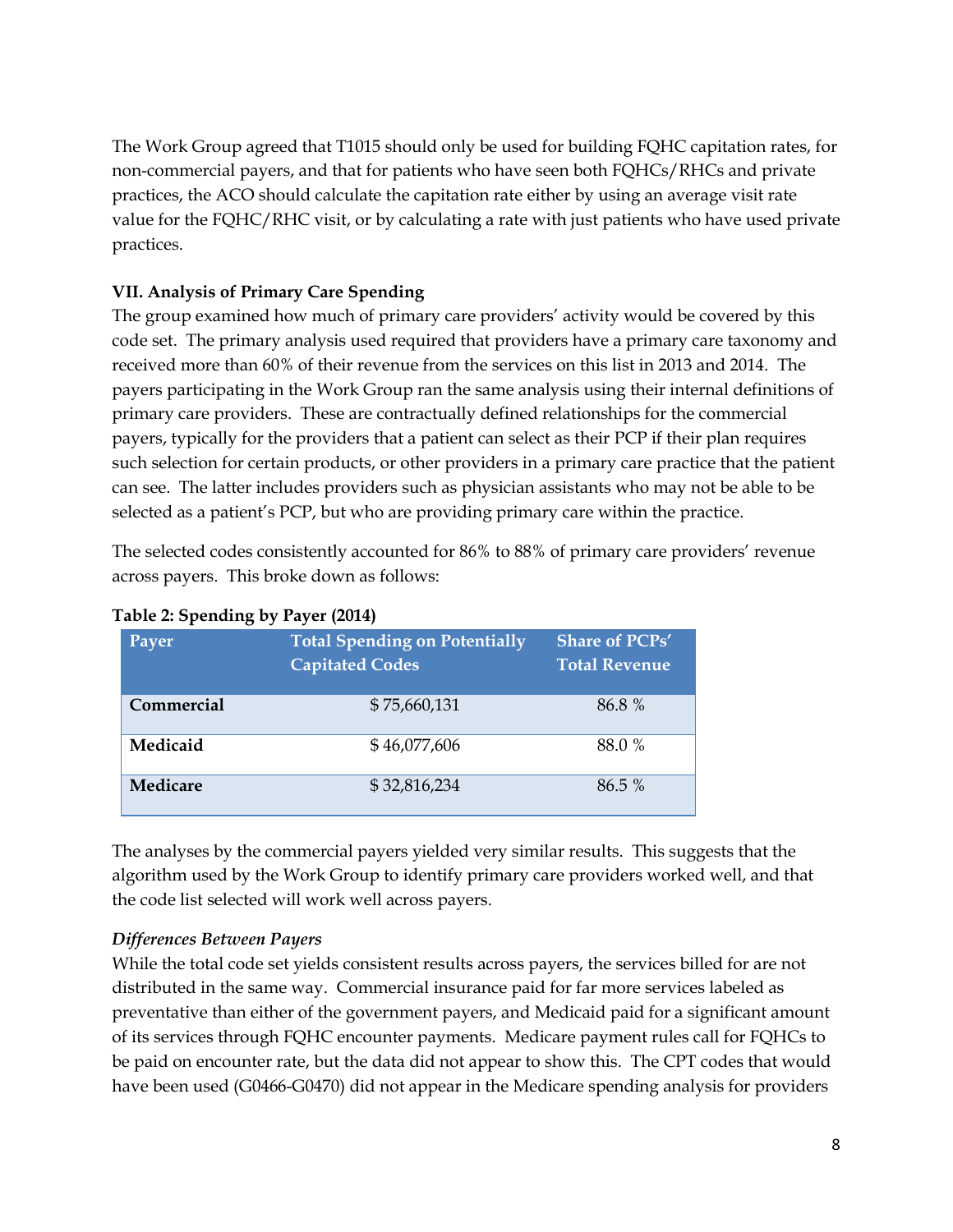The Work Group agreed that T1015 should only be used for building FQHC capitation rates, for non-commercial payers, and that for patients who have seen both FQHCs/RHCs and private practices, the ACO should calculate the capitation rate either by using an average visit rate value for the FQHC/RHC visit, or by calculating a rate with just patients who have used private practices.

## VII. Analysis of Primary Care Spending

The group examined how much of primary care providers' activity would be covered by this code set. The primary analysis used required that providers have a primary care taxonomy and received more than 60% of their revenue from the services on this list in 2013 and 2014. The payers participating in the Work Group ran the same analysis using their internal definitions of primary care providers. These are contractually defined relationships for the commercial payers, typically for the providers that a patient can select as their PCP if their plan requires such selection for certain products, or other providers in a primary care practice that the patient can see. The latter includes providers such as physician assistants who may not be able to be selected as a patient's PCP, but who are providing primary care within the practice.

The selected codes consistently accounted for 86% to 88% of primary care providers' revenue across payers. This broke down as follows:

**Table 2: Spending by Payer (2014)**

| Payer | Total Spending on Potentially Capitated Codes | Share of PCPs' Total Revenue |
|---|---|---|
| **Commercial** | $ 75,660,131 | 86.8 % |
| **Medicaid** | $ 46,077,606 | 88.0 % |
| **Medicare** | $ 32,816,234 | 86.5 % |

The analyses by the commercial payers yielded very similar results. This suggests that the algorithm used by the Work Group to identify primary care providers worked well, and that the code list selected will work well across payers.

### *Differences Between Payers*

While the total code set yields consistent results across payers, the services billed for are not distributed in the same way. Commercial insurance paid for far more services labeled as preventative than either of the government payers, and Medicaid paid for a significant amount of its services through FQHC encounter payments. Medicare payment rules call for FQHCs to be paid on encounter rate, but the data did not appear to show this. The CPT codes that would have been used (G0466-G0470) did not appear in the Medicare spending analysis for providers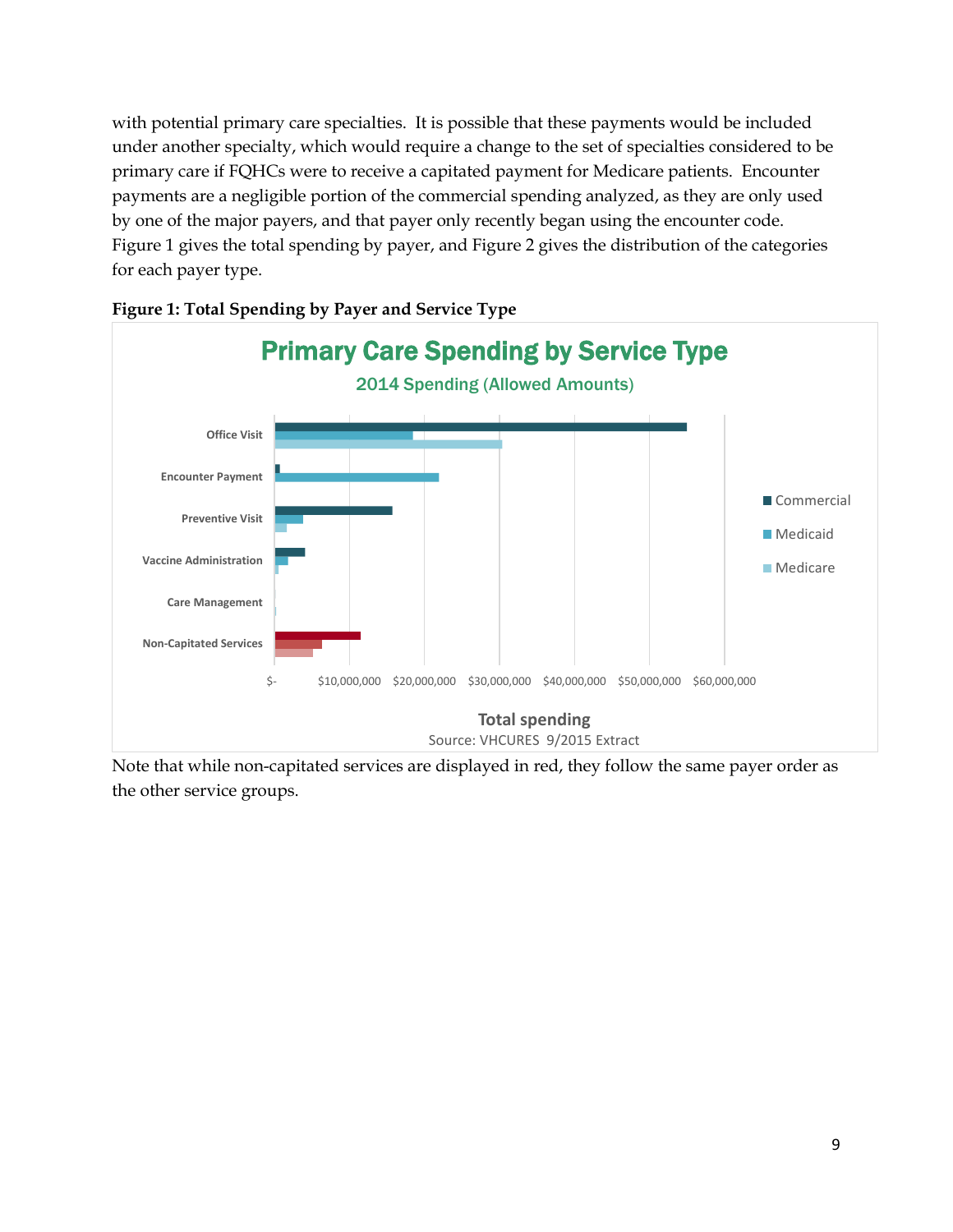with potential primary care specialties. It is possible that these payments would be included under another specialty, which would require a change to the set of specialties considered to be primary care if FQHCs were to receive a capitated payment for Medicare patients. Encounter payments are a negligible portion of the commercial spending analyzed, as they are only used by one of the major payers, and that payer only recently began using the encounter code. Figure 1 gives the total spending by payer, and Figure 2 gives the distribution of the categories for each payer type.

**Figure 1: Total Spending by Payer and Service Type**

Primary Care Spending by Service Type

2014 Spending (Allowed Amounts)

Source: VHCURES 9/2015 Extract

Note that while non-capitated services are displayed in red, they follow the same payer order as the other service groups.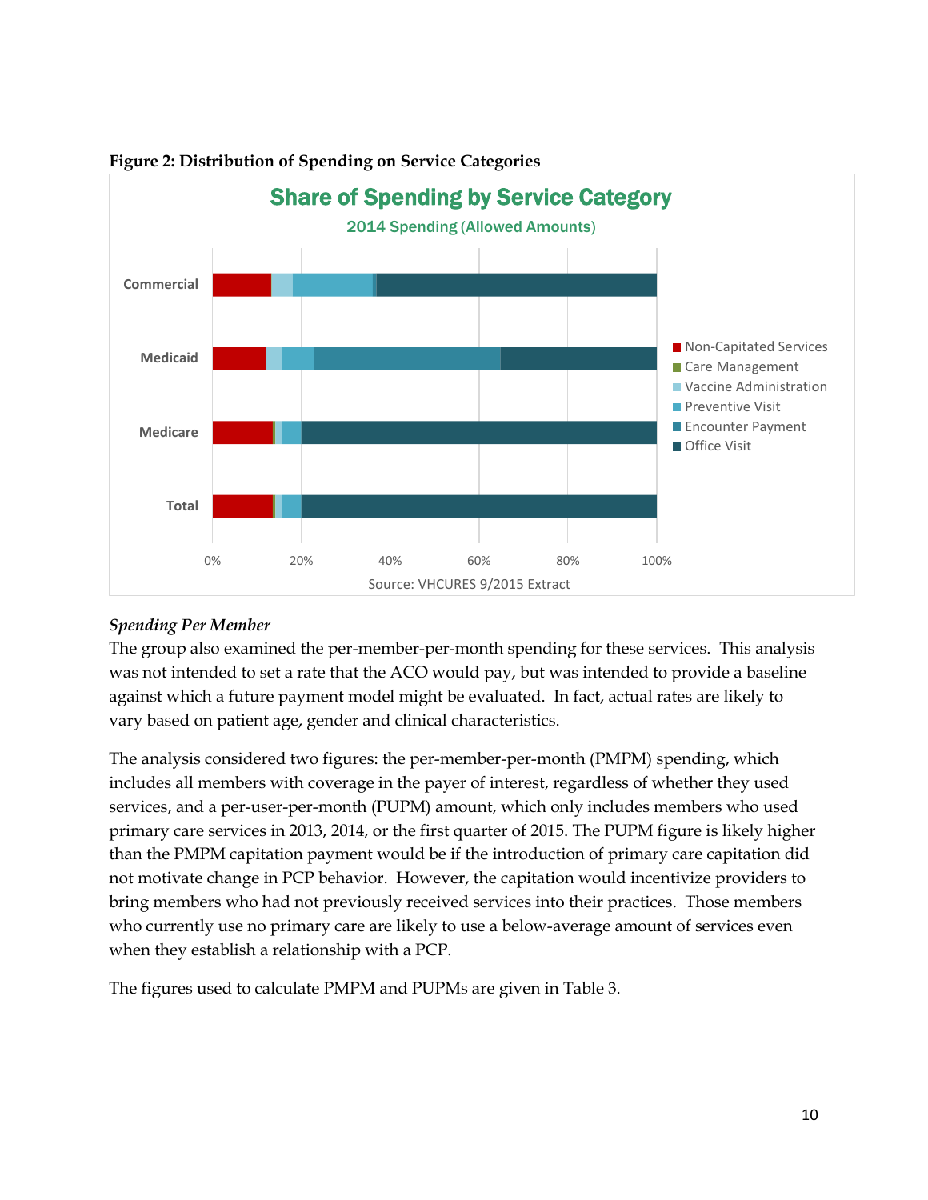**Figure 2: Distribution of Spending on Service Categories**

**Share of Spending by Service Category**

2014 Spending (Allowed Amounts)

Source: VHCURES 9/2015 Extract

### *Spending Per Member*

The group also examined the per-member-per-month spending for these services. This analysis was not intended to set a rate that the ACO would pay, but was intended to provide a baseline against which a future payment model might be evaluated. In fact, actual rates are likely to vary based on patient age, gender and clinical characteristics.

The analysis considered two figures: the per-member-per-month (PMPM) spending, which includes all members with coverage in the payer of interest, regardless of whether they used services, and a per-user-per-month (PUPM) amount, which only includes members who used primary care services in 2013, 2014, or the first quarter of 2015. The PUPM figure is likely higher than the PMPM capitation payment would be if the introduction of primary care capitation did not motivate change in PCP behavior. However, the capitation would incentivize providers to bring members who had not previously received services into their practices. Those members who currently use no primary care are likely to use a below-average amount of services even when they establish a relationship with a PCP.

The figures used to calculate PMPM and PUPMs are given in Table 3.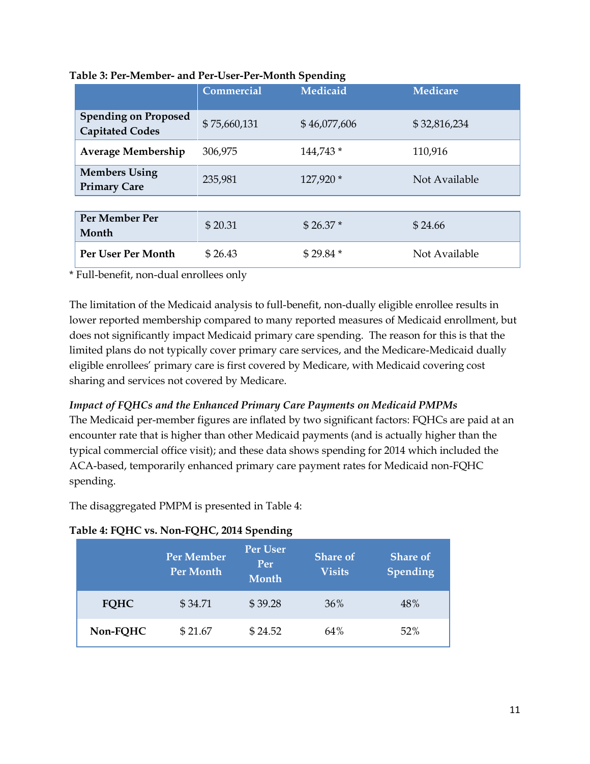**Table 3: Per-Member- and Per-User-Per-Month Spending**

| | Commercial | Medicaid | Medicare |
|---|---|---|---|
| **Spending on Proposed Capitated Codes** | $ 75,660,131 | $ 46,077,606 | $ 32,816,234 |
| **Average Membership** | 306,975 | 144,743 * | 110,916 |
| **Members Using Primary Care** | 235,981 | 127,920 * | Not Available |
| **Per Member Per Month** | $ 20.31 | $ 26.37 * | $ 24.66 |
| **Per User Per Month** | $ 26.43 | $ 29.84 * | Not Available |

* Full-benefit, non-dual enrollees only

The limitation of the Medicaid analysis to full-benefit, non-dually eligible enrollee results in lower reported membership compared to many reported measures of Medicaid enrollment, but does not significantly impact Medicaid primary care spending. The reason for this is that the limited plans do not typically cover primary care services, and the Medicare-Medicaid dually eligible enrollees' primary care is first covered by Medicare, with Medicaid covering cost sharing and services not covered by Medicare.

*Impact of FQHCs and the Enhanced Primary Care Payments on Medicaid PMPMs*

The Medicaid per-member figures are inflated by two significant factors: FQHCs are paid at an encounter rate that is higher than other Medicaid payments (and is actually higher than the typical commercial office visit); and these data shows spending for 2014 which included the ACA-based, temporarily enhanced primary care payment rates for Medicaid non-FQHC spending.

The disaggregated PMPM is presented in Table 4:

**Table 4: FQHC vs. Non-FQHC, 2014 Spending**

| | Per Member Per Month | Per User Per Month | Share of Visits | Share of Spending |
|---|---|---|---|---|
| **FQHC** | $ 34.71 | $ 39.28 | 36% | 48% |
| **Non-FQHC** | $ 21.67 | $ 24.52 | 64% | 52% |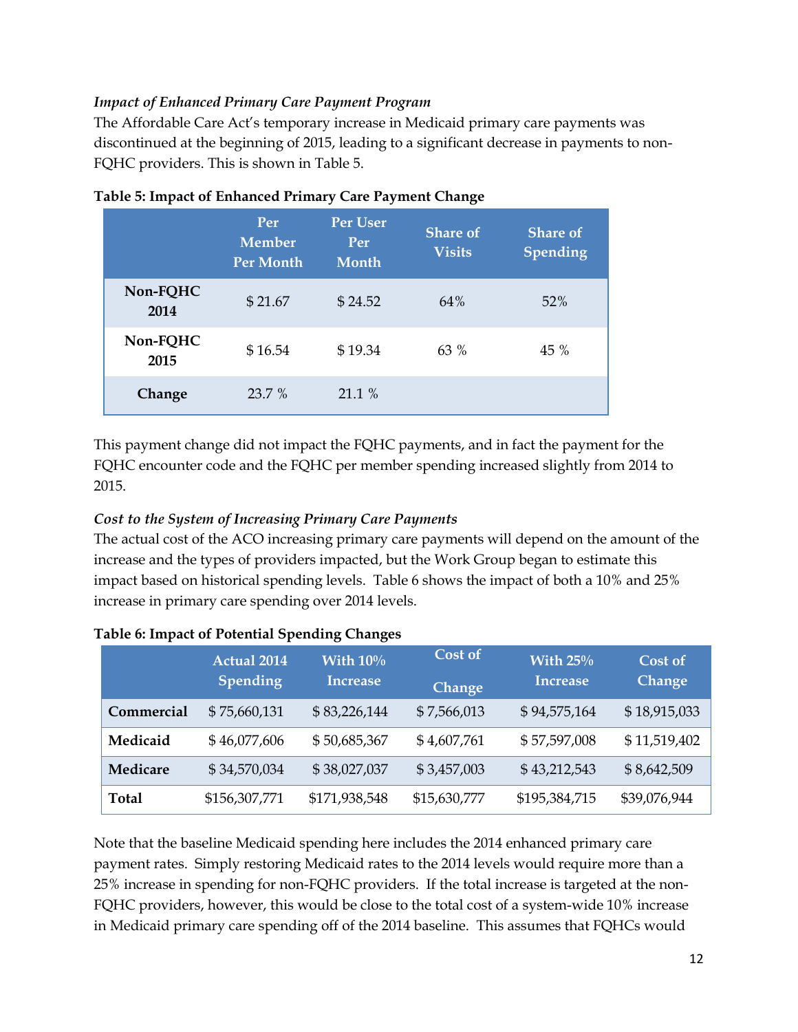*Impact of Enhanced Primary Care Payment Program*

The Affordable Care Act's temporary increase in Medicaid primary care payments was discontinued at the beginning of 2015, leading to a significant decrease in payments to non-FQHC providers. This is shown in Table 5.

**Table 5: Impact of Enhanced Primary Care Payment Change**

| | Per Member Per Month | Per User Per Month | Share of Visits | Share of Spending |
|---|---|---|---|---|
| **Non-FQHC 2014** | $ 21.67 | $ 24.52 | 64% | 52% |
| **Non-FQHC 2015** | $ 16.54 | $ 19.34 | 63 % | 45 % |
| **Change** | 23.7 % | 21.1 % | | |

This payment change did not impact the FQHC payments, and in fact the payment for the FQHC encounter code and the FQHC per member spending increased slightly from 2014 to 2015.

*Cost to the System of Increasing Primary Care Payments*

The actual cost of the ACO increasing primary care payments will depend on the amount of the increase and the types of providers impacted, but the Work Group began to estimate this impact based on historical spending levels. Table 6 shows the impact of both a 10% and 25% increase in primary care spending over 2014 levels.

**Table 6: Impact of Potential Spending Changes**

| | Actual 2014 Spending | With 10% Increase | Cost of Change | With 25% Increase | Cost of Change |
|---|---|---|---|---|---|
| **Commercial** | $ 75,660,131 | $ 83,226,144 | $ 7,566,013 | $ 94,575,164 | $ 18,915,033 |
| **Medicaid** | $ 46,077,606 | $ 50,685,367 | $ 4,607,761 | $ 57,597,008 | $ 11,519,402 |
| **Medicare** | $ 34,570,034 | $ 38,027,037 | $ 3,457,003 | $ 43,212,543 | $ 8,642,509 |
| **Total** | $156,307,771 | $171,938,548 | $15,630,777 | $195,384,715 | $39,076,944 |

Note that the baseline Medicaid spending here includes the 2014 enhanced primary care payment rates. Simply restoring Medicaid rates to the 2014 levels would require more than a 25% increase in spending for non-FQHC providers. If the total increase is targeted at the non-FQHC providers, however, this would be close to the total cost of a system-wide 10% increase in Medicaid primary care spending off of the 2014 baseline. This assumes that FQHCs would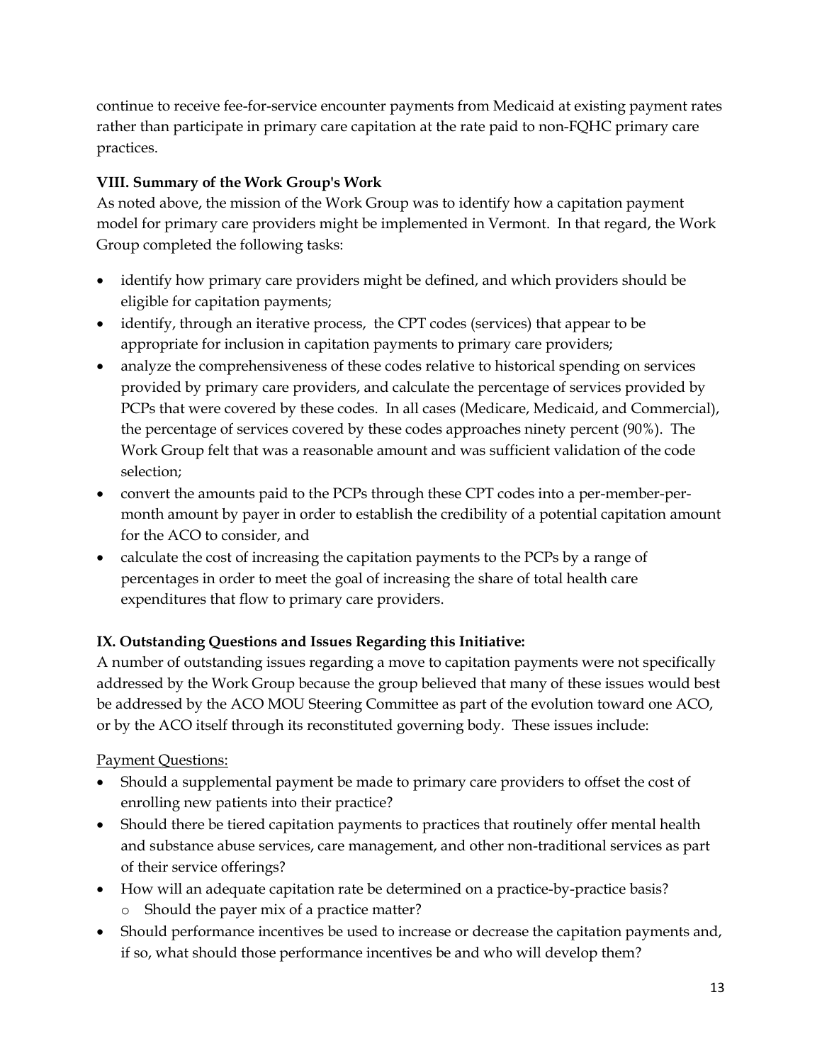continue to receive fee-for-service encounter payments from Medicaid at existing payment rates rather than participate in primary care capitation at the rate paid to non-FQHC primary care practices.

**VIII. Summary of the Work Group's Work**

As noted above, the mission of the Work Group was to identify how a capitation payment model for primary care providers might be implemented in Vermont. In that regard, the Work Group completed the following tasks:

- identify how primary care providers might be defined, and which providers should be eligible for capitation payments;
- identify, through an iterative process, the CPT codes (services) that appear to be appropriate for inclusion in capitation payments to primary care providers;
- analyze the comprehensiveness of these codes relative to historical spending on services provided by primary care providers, and calculate the percentage of services provided by PCPs that were covered by these codes. In all cases (Medicare, Medicaid, and Commercial), the percentage of services covered by these codes approaches ninety percent (90%). The Work Group felt that was a reasonable amount and was sufficient validation of the code selection;
- convert the amounts paid to the PCPs through these CPT codes into a per-member-per-month amount by payer in order to establish the credibility of a potential capitation amount for the ACO to consider, and
- calculate the cost of increasing the capitation payments to the PCPs by a range of percentages in order to meet the goal of increasing the share of total health care expenditures that flow to primary care providers.

**IX. Outstanding Questions and Issues Regarding this Initiative:**

A number of outstanding issues regarding a move to capitation payments were not specifically addressed by the Work Group because the group believed that many of these issues would best be addressed by the ACO MOU Steering Committee as part of the evolution toward one ACO, or by the ACO itself through its reconstituted governing body. These issues include:

<u>Payment Questions:</u>

- Should a supplemental payment be made to primary care providers to offset the cost of enrolling new patients into their practice?
- Should there be tiered capitation payments to practices that routinely offer mental health and substance abuse services, care management, and other non-traditional services as part of their service offerings?
- How will an adequate capitation rate be determined on a practice-by-practice basis?
  - Should the payer mix of a practice matter?
- Should performance incentives be used to increase or decrease the capitation payments and, if so, what should those performance incentives be and who will develop them?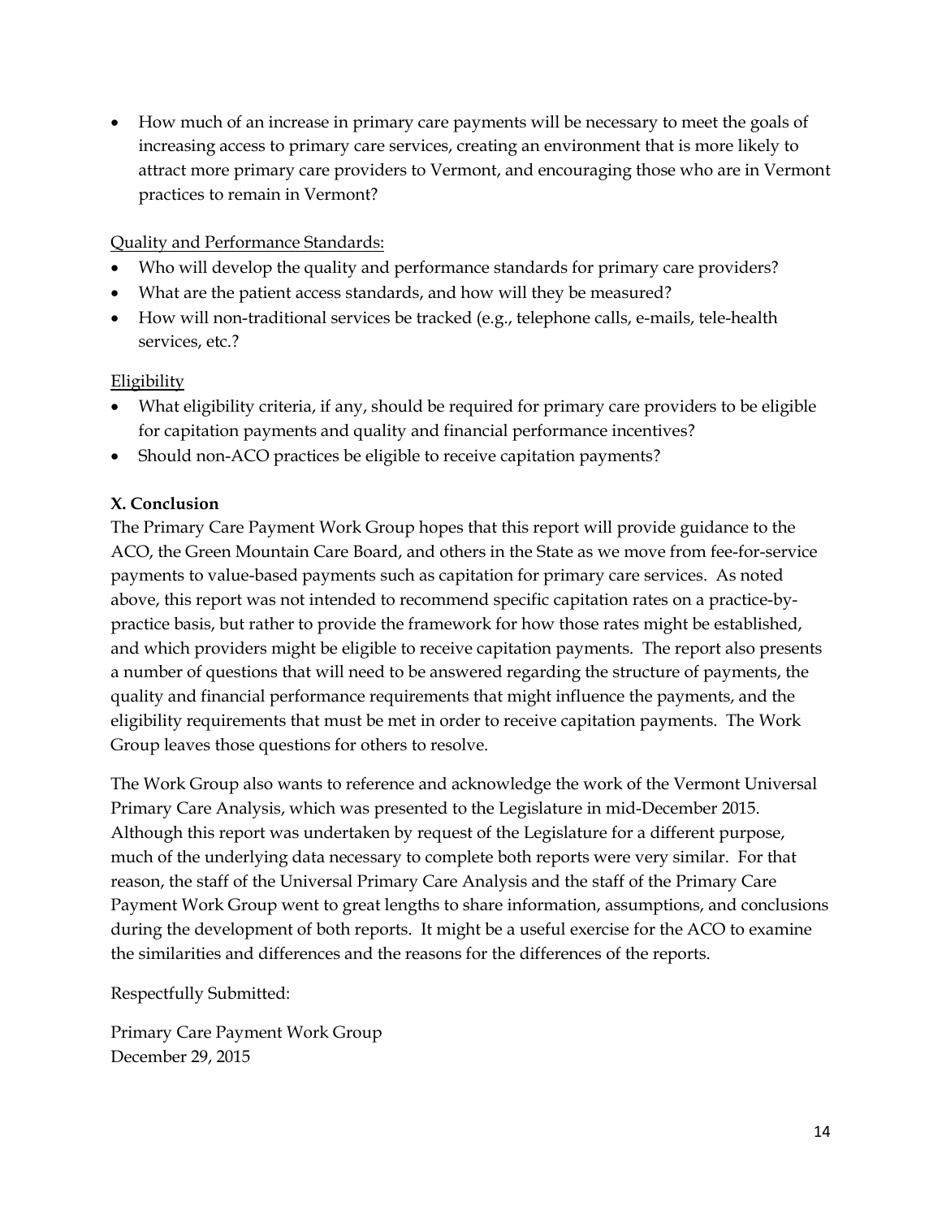- How much of an increase in primary care payments will be necessary to meet the goals of increasing access to primary care services, creating an environment that is more likely to attract more primary care providers to Vermont, and encouraging those who are in Vermont practices to remain in Vermont?

Quality and Performance Standards:

- Who will develop the quality and performance standards for primary care providers?
- What are the patient access standards, and how will they be measured?
- How will non-traditional services be tracked (e.g., telephone calls, e-mails, tele-health services, etc.?

Eligibility

- What eligibility criteria, if any, should be required for primary care providers to be eligible for capitation payments and quality and financial performance incentives?
- Should non-ACO practices be eligible to receive capitation payments?

**X. Conclusion**

The Primary Care Payment Work Group hopes that this report will provide guidance to the ACO, the Green Mountain Care Board, and others in the State as we move from fee-for-service payments to value-based payments such as capitation for primary care services. As noted above, this report was not intended to recommend specific capitation rates on a practice-by-practice basis, but rather to provide the framework for how those rates might be established, and which providers might be eligible to receive capitation payments. The report also presents a number of questions that will need to be answered regarding the structure of payments, the quality and financial performance requirements that might influence the payments, and the eligibility requirements that must be met in order to receive capitation payments. The Work Group leaves those questions for others to resolve.

The Work Group also wants to reference and acknowledge the work of the Vermont Universal Primary Care Analysis, which was presented to the Legislature in mid-December 2015. Although this report was undertaken by request of the Legislature for a different purpose, much of the underlying data necessary to complete both reports were very similar. For that reason, the staff of the Universal Primary Care Analysis and the staff of the Primary Care Payment Work Group went to great lengths to share information, assumptions, and conclusions during the development of both reports. It might be a useful exercise for the ACO to examine the similarities and differences and the reasons for the differences of the reports.

Respectfully Submitted:

Primary Care Payment Work Group
December 29, 2015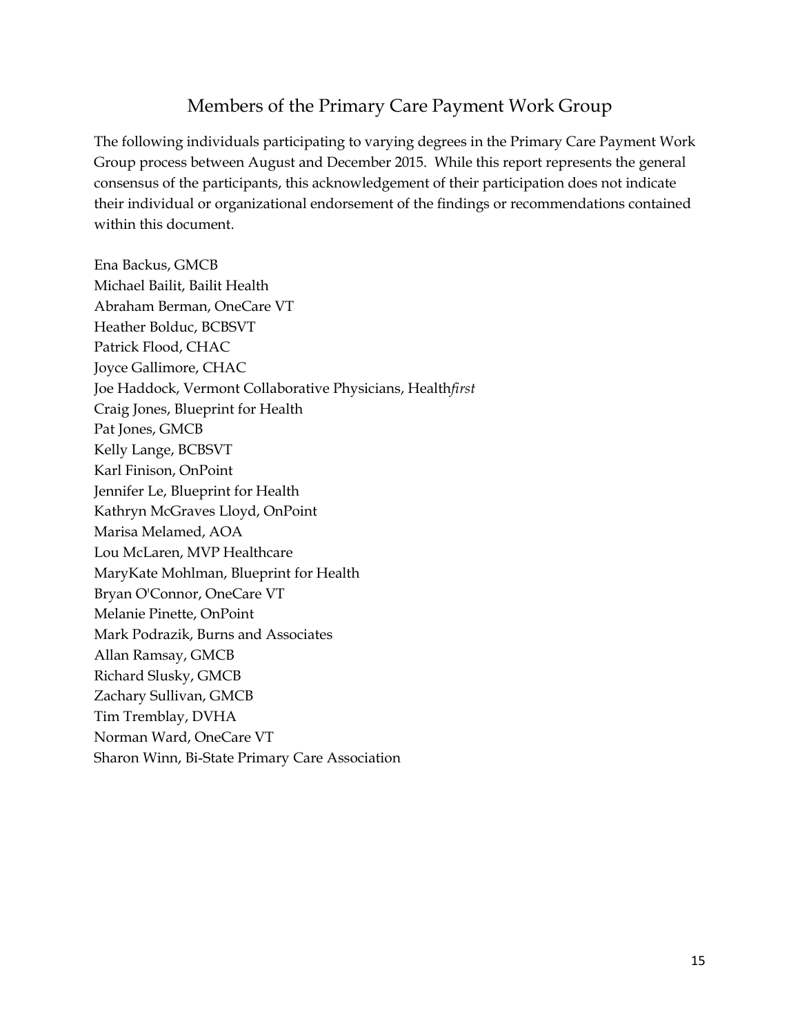## Members of the Primary Care Payment Work Group

The following individuals participating to varying degrees in the Primary Care Payment Work Group process between August and December 2015. While this report represents the general consensus of the participants, this acknowledgement of their participation does not indicate their individual or organizational endorsement of the findings or recommendations contained within this document.

Ena Backus, GMCB
Michael Bailit, Bailit Health
Abraham Berman, OneCare VT
Heather Bolduc, BCBSVT
Patrick Flood, CHAC
Joyce Gallimore, CHAC
Joe Haddock, Vermont Collaborative Physicians, Health*first*
Craig Jones, Blueprint for Health
Pat Jones, GMCB
Kelly Lange, BCBSVT
Karl Finison, OnPoint
Jennifer Le, Blueprint for Health
Kathryn McGraves Lloyd, OnPoint
Marisa Melamed, AOA
Lou McLaren, MVP Healthcare
MaryKate Mohlman, Blueprint for Health
Bryan O'Connor, OneCare VT
Melanie Pinette, OnPoint
Mark Podrazik, Burns and Associates
Allan Ramsay, GMCB
Richard Slusky, GMCB
Zachary Sullivan, GMCB
Tim Tremblay, DVHA
Norman Ward, OneCare VT
Sharon Winn, Bi-State Primary Care Association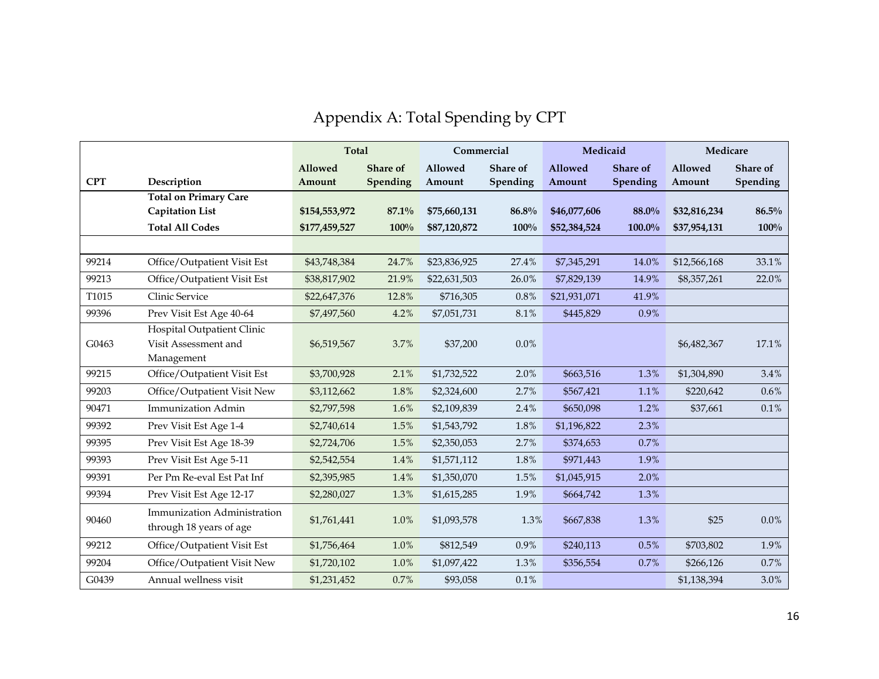# Appendix A: Total Spending by CPT

| CPT | Description | Total | | Commercial | | Medicaid | | Medicare | |
|---|---|---|---|---|---|---|---|---|---|
| | | Allowed Amount | Share of Spending | Allowed Amount | Share of Spending | Allowed Amount | Share of Spending | Allowed Amount | Share of Spending |
| | **Total on Primary Care Capitation List** | **$154,553,972** | **87.1%** | **$75,660,131** | **86.8%** | **$46,077,606** | **88.0%** | **$32,816,234** | **86.5%** |
| | **Total All Codes** | **$177,459,527** | **100%** | **$87,120,872** | **100%** | **$52,384,524** | **100.0%** | **$37,954,131** | **100%** |
| | | | | | | | | | |
| 99214 | Office/Outpatient Visit Est | $43,748,384 | 24.7% | $23,836,925 | 27.4% | $7,345,291 | 14.0% | $12,566,168 | 33.1% |
| 99213 | Office/Outpatient Visit Est | $38,817,902 | 21.9% | $22,631,503 | 26.0% | $7,829,139 | 14.9% | $8,357,261 | 22.0% |
| T1015 | Clinic Service | $22,647,376 | 12.8% | $716,305 | 0.8% | $21,931,071 | 41.9% | | |
| 99396 | Prev Visit Est Age 40-64 | $7,497,560 | 4.2% | $7,051,731 | 8.1% | $445,829 | 0.9% | | |
| G0463 | Hospital Outpatient Clinic Visit Assessment and Management | $6,519,567 | 3.7% | $37,200 | 0.0% | | | $6,482,367 | 17.1% |
| 99215 | Office/Outpatient Visit Est | $3,700,928 | 2.1% | $1,732,522 | 2.0% | $663,516 | 1.3% | $1,304,890 | 3.4% |
| 99203 | Office/Outpatient Visit New | $3,112,662 | 1.8% | $2,324,600 | 2.7% | $567,421 | 1.1% | $220,642 | 0.6% |
| 90471 | Immunization Admin | $2,797,598 | 1.6% | $2,109,839 | 2.4% | $650,098 | 1.2% | $37,661 | 0.1% |
| 99392 | Prev Visit Est Age 1-4 | $2,740,614 | 1.5% | $1,543,792 | 1.8% | $1,196,822 | 2.3% | | |
| 99395 | Prev Visit Est Age 18-39 | $2,724,706 | 1.5% | $2,350,053 | 2.7% | $374,653 | 0.7% | | |
| 99393 | Prev Visit Est Age 5-11 | $2,542,554 | 1.4% | $1,571,112 | 1.8% | $971,443 | 1.9% | | |
| 99391 | Per Pm Re-eval Est Pat Inf | $2,395,985 | 1.4% | $1,350,070 | 1.5% | $1,045,915 | 2.0% | | |
| 99394 | Prev Visit Est Age 12-17 | $2,280,027 | 1.3% | $1,615,285 | 1.9% | $664,742 | 1.3% | | |
| 90460 | Immunization Administration through 18 years of age | $1,761,441 | 1.0% | $1,093,578 | 1.3% | $667,838 | 1.3% | $25 | 0.0% |
| 99212 | Office/Outpatient Visit Est | $1,756,464 | 1.0% | $812,549 | 0.9% | $240,113 | 0.5% | $703,802 | 1.9% |
| 99204 | Office/Outpatient Visit New | $1,720,102 | 1.0% | $1,097,422 | 1.3% | $356,554 | 0.7% | $266,126 | 0.7% |
| G0439 | Annual wellness visit | $1,231,452 | 0.7% | $93,058 | 0.1% | | | $1,138,394 | 3.0% |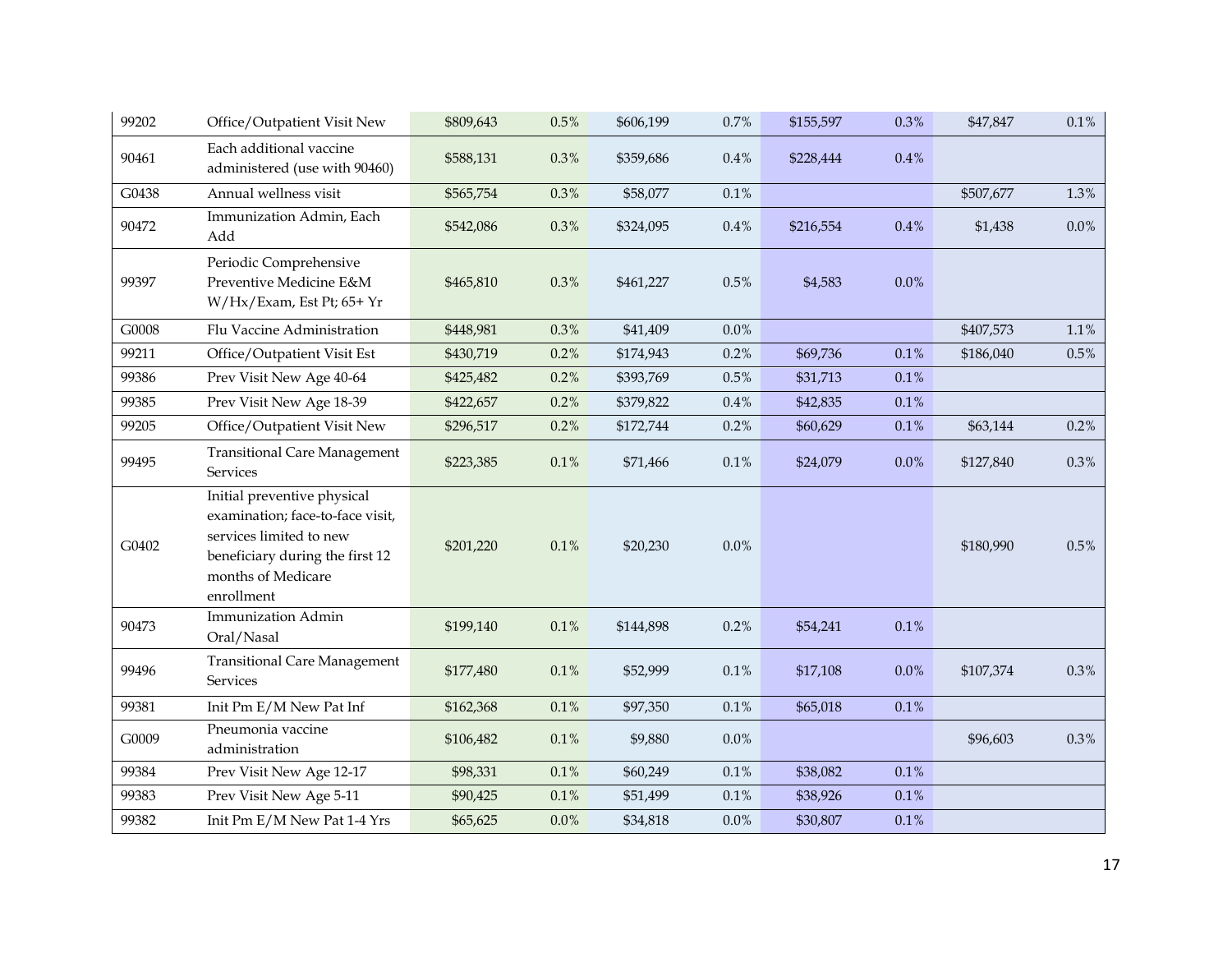| | | | | | | | | | |
|---|---|---|---|---|---|---|---|---|---|
| 99202 | Office/Outpatient Visit New | $809,643 | 0.5% | $606,199 | 0.7% | $155,597 | 0.3% | $47,847 | 0.1% |
| 90461 | Each additional vaccine administered (use with 90460) | $588,131 | 0.3% | $359,686 | 0.4% | $228,444 | 0.4% | | |
| G0438 | Annual wellness visit | $565,754 | 0.3% | $58,077 | 0.1% | | | $507,677 | 1.3% |
| 90472 | Immunization Admin, Each Add | $542,086 | 0.3% | $324,095 | 0.4% | $216,554 | 0.4% | $1,438 | 0.0% |
| 99397 | Periodic Comprehensive Preventive Medicine E&M W/Hx/Exam, Est Pt; 65+ Yr | $465,810 | 0.3% | $461,227 | 0.5% | $4,583 | 0.0% | | |
| G0008 | Flu Vaccine Administration | $448,981 | 0.3% | $41,409 | 0.0% | | | $407,573 | 1.1% |
| 99211 | Office/Outpatient Visit Est | $430,719 | 0.2% | $174,943 | 0.2% | $69,736 | 0.1% | $186,040 | 0.5% |
| 99386 | Prev Visit New Age 40-64 | $425,482 | 0.2% | $393,769 | 0.5% | $31,713 | 0.1% | | |
| 99385 | Prev Visit New Age 18-39 | $422,657 | 0.2% | $379,822 | 0.4% | $42,835 | 0.1% | | |
| 99205 | Office/Outpatient Visit New | $296,517 | 0.2% | $172,744 | 0.2% | $60,629 | 0.1% | $63,144 | 0.2% |
| 99495 | Transitional Care Management Services | $223,385 | 0.1% | $71,466 | 0.1% | $24,079 | 0.0% | $127,840 | 0.3% |
| G0402 | Initial preventive physical examination; face-to-face visit, services limited to new beneficiary during the first 12 months of Medicare enrollment | $201,220 | 0.1% | $20,230 | 0.0% | | | $180,990 | 0.5% |
| 90473 | Immunization Admin Oral/Nasal | $199,140 | 0.1% | $144,898 | 0.2% | $54,241 | 0.1% | | |
| 99496 | Transitional Care Management Services | $177,480 | 0.1% | $52,999 | 0.1% | $17,108 | 0.0% | $107,374 | 0.3% |
| 99381 | Init Pm E/M New Pat Inf | $162,368 | 0.1% | $97,350 | 0.1% | $65,018 | 0.1% | | |
| G0009 | Pneumonia vaccine administration | $106,482 | 0.1% | $9,880 | 0.0% | | | $96,603 | 0.3% |
| 99384 | Prev Visit New Age 12-17 | $98,331 | 0.1% | $60,249 | 0.1% | $38,082 | 0.1% | | |
| 99383 | Prev Visit New Age 5-11 | $90,425 | 0.1% | $51,499 | 0.1% | $38,926 | 0.1% | | |
| 99382 | Init Pm E/M New Pat 1-4 Yrs | $65,625 | 0.0% | $34,818 | 0.0% | $30,807 | 0.1% | | |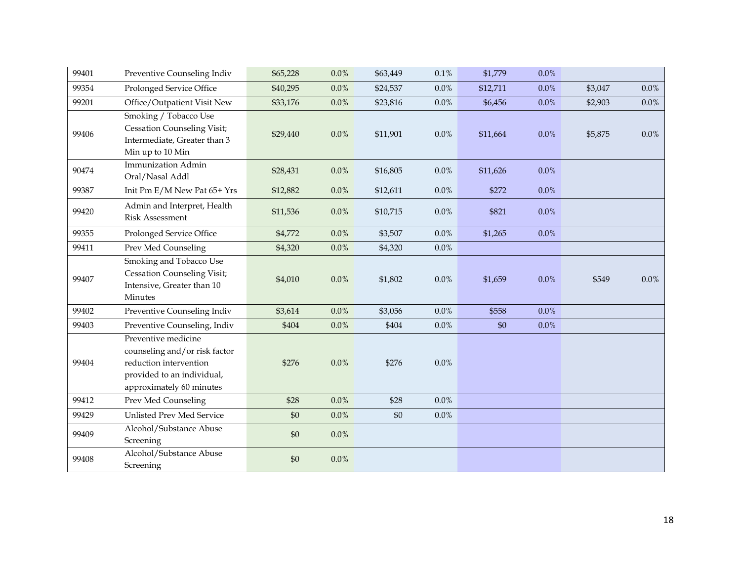| | | | | | | | | | |
|---|---|---|---|---|---|---|---|---|---|
| 99401 | Preventive Counseling Indiv | $65,228 | 0.0% | $63,449 | 0.1% | $1,779 | 0.0% | | |
| 99354 | Prolonged Service Office | $40,295 | 0.0% | $24,537 | 0.0% | $12,711 | 0.0% | $3,047 | 0.0% |
| 99201 | Office/Outpatient Visit New | $33,176 | 0.0% | $23,816 | 0.0% | $6,456 | 0.0% | $2,903 | 0.0% |
| 99406 | Smoking / Tobacco Use Cessation Counseling Visit; Intermediate, Greater than 3 Min up to 10 Min | $29,440 | 0.0% | $11,901 | 0.0% | $11,664 | 0.0% | $5,875 | 0.0% |
| 90474 | Immunization Admin Oral/Nasal Addl | $28,431 | 0.0% | $16,805 | 0.0% | $11,626 | 0.0% | | |
| 99387 | Init Pm E/M New Pat 65+ Yrs | $12,882 | 0.0% | $12,611 | 0.0% | $272 | 0.0% | | |
| 99420 | Admin and Interpret, Health Risk Assessment | $11,536 | 0.0% | $10,715 | 0.0% | $821 | 0.0% | | |
| 99355 | Prolonged Service Office | $4,772 | 0.0% | $3,507 | 0.0% | $1,265 | 0.0% | | |
| 99411 | Prev Med Counseling | $4,320 | 0.0% | $4,320 | 0.0% | | | | |
| 99407 | Smoking and Tobacco Use Cessation Counseling Visit; Intensive, Greater than 10 Minutes | $4,010 | 0.0% | $1,802 | 0.0% | $1,659 | 0.0% | $549 | 0.0% |
| 99402 | Preventive Counseling Indiv | $3,614 | 0.0% | $3,056 | 0.0% | $558 | 0.0% | | |
| 99403 | Preventive Counseling, Indiv | $404 | 0.0% | $404 | 0.0% | $0 | 0.0% | | |
| 99404 | Preventive medicine counseling and/or risk factor reduction intervention provided to an individual, approximately 60 minutes | $276 | 0.0% | $276 | 0.0% | | | | |
| 99412 | Prev Med Counseling | $28 | 0.0% | $28 | 0.0% | | | | |
| 99429 | Unlisted Prev Med Service | $0 | 0.0% | $0 | 0.0% | | | | |
| 99409 | Alcohol/Substance Abuse Screening | $0 | 0.0% | | | | | | |
| 99408 | Alcohol/Substance Abuse Screening | $0 | 0.0% | | | | | | |